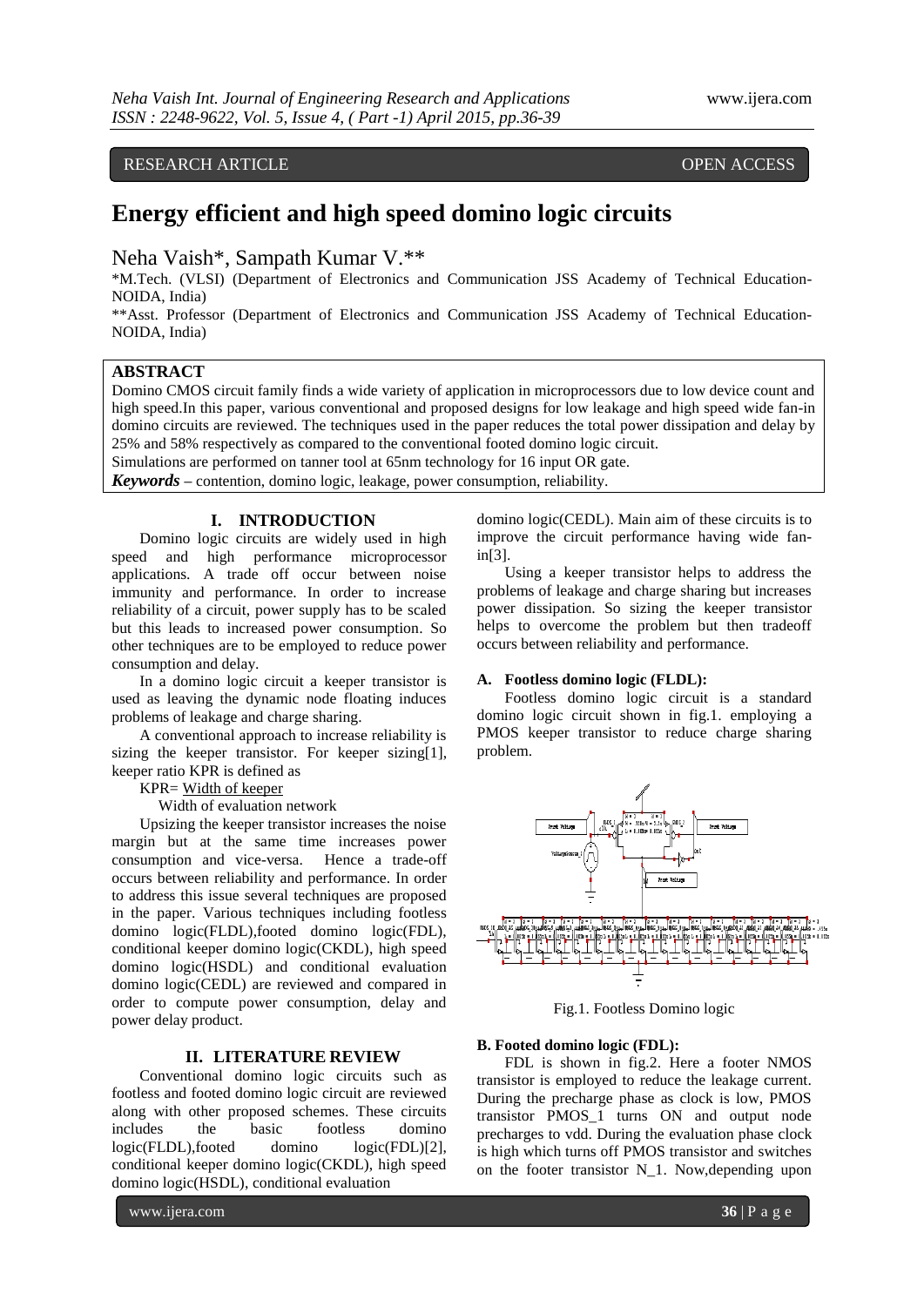RESEARCH ARTICLE OPEN ACCESS

# Energy efficient and high speed domino logic circuits

Neha Vaish*, Sampath Kumar V.**

*M.Tech. (VLSI) (Department of Electronics and Communication JSS Academy of Technical Education-NOIDA, India)

**Asst. Professor (Department of Electronics and Communication JSS Academy of Technical Education-NOIDA, India)

## ABSTRACT

Domino CMOS circuit family finds a wide variety of application in microprocessors due to low device count and high speed.In this paper, various conventional and proposed designs for low leakage and high speed wide fan-in domino circuits are reviewed. The techniques used in the paper reduces the total power dissipation and delay by 25% and 58% respectively as compared to the conventional footed domino logic circuit.

Simulations are performed on tanner tool at 65nm technology for 16 input OR gate.

***Keywords*** – contention, domino logic, leakage, power consumption, reliability.

## I. INTRODUCTION

Domino logic circuits are widely used in high speed and high performance microprocessor applications. A trade off occur between noise immunity and performance. In order to increase reliability of a circuit, power supply has to be scaled but this leads to increased power consumption. So other techniques are to be employed to reduce power consumption and delay.

In a domino logic circuit a keeper transistor is used as leaving the dynamic node floating induces problems of leakage and charge sharing.

A conventional approach to increase reliability is sizing the keeper transistor. For keeper sizing[1], keeper ratio KPR is defined as

KPR= Width of keeper / Width of evaluation network

Upsizing the keeper transistor increases the noise margin but at the same time increases power consumption and vice-versa. Hence a trade-off occurs between reliability and performance. In order to address this issue several techniques are proposed in the paper. Various techniques including footless domino logic(FLDL),footed domino logic(FDL), conditional keeper domino logic(CKDL), high speed domino logic(HSDL) and conditional evaluation domino logic(CEDL) are reviewed and compared in order to compute power consumption, delay and power delay product.

## II. LITERATURE REVIEW

Conventional domino logic circuits such as footless and footed domino logic circuit are reviewed along with other proposed schemes. These circuits includes the basic footless domino logic(FLDL),footed domino logic(FDL)[2], conditional keeper domino logic(CKDL), high speed domino logic(HSDL), conditional evaluation domino logic(CEDL). Main aim of these circuits is to improve the circuit performance having wide fan-in[3].

Using a keeper transistor helps to address the problems of leakage and charge sharing but increases power dissipation. So sizing the keeper transistor helps to overcome the problem but then tradeoff occurs between reliability and performance.

### A. Footless domino logic (FLDL):

Footless domino logic circuit is a standard domino logic circuit shown in fig.1. employing a PMOS keeper transistor to reduce charge sharing problem.

Fig.1. Footless Domino logic

### B. Footed domino logic (FDL):

FDL is shown in fig.2. Here a footer NMOS transistor is employed to reduce the leakage current. During the precharge phase as clock is low, PMOS transistor PMOS_1 turns ON and output node precharges to vdd. During the evaluation phase clock is high which turns off PMOS transistor and switches on the footer transistor N_1. Now,depending upon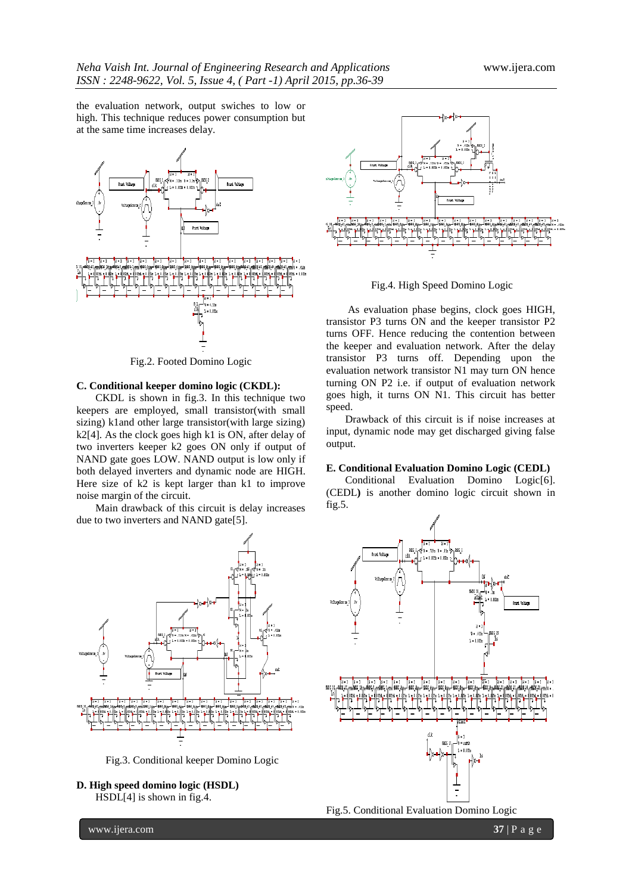the evaluation network, output swiches to low or high. This technique reduces power consumption but at the same time increases delay.

Fig.2. Footed Domino Logic

**C. Conditional keeper domino logic (CKDL):**

CKDL is shown in fig.3. In this technique two keepers are employed, small transistor(with small sizing) k1and other large transistor(with large sizing) k2[4]. As the clock goes high k1 is ON, after delay of two inverters keeper k2 goes ON only if output of NAND gate goes LOW. NAND output is low only if both delayed inverters and dynamic node are HIGH. Here size of k2 is kept larger than k1 to improve noise margin of the circuit.

Main drawback of this circuit is delay increases due to two inverters and NAND gate[5].

Fig.3. Conditional keeper Domino Logic

**D. High speed domino logic (HSDL)**

HSDL[4] is shown in fig.4.

Fig.4. High Speed Domino Logic

As evaluation phase begins, clock goes HIGH, transistor P3 turns ON and the keeper transistor P2 turns OFF. Hence reducing the contention between the keeper and evaluation network. After the delay transistor P3 turns off. Depending upon the evaluation network transistor N1 may turn ON hence turning ON P2 i.e. if output of evaluation network goes high, it turns ON N1. This circuit has better speed.

Drawback of this circuit is if noise increases at input, dynamic node may get discharged giving false output.

**E. Conditional Evaluation Domino Logic (CEDL)**

Conditional Evaluation Domino Logic[6]. (CEDL**)** is another domino logic circuit shown in fig.5.

Fig.5. Conditional Evaluation Domino Logic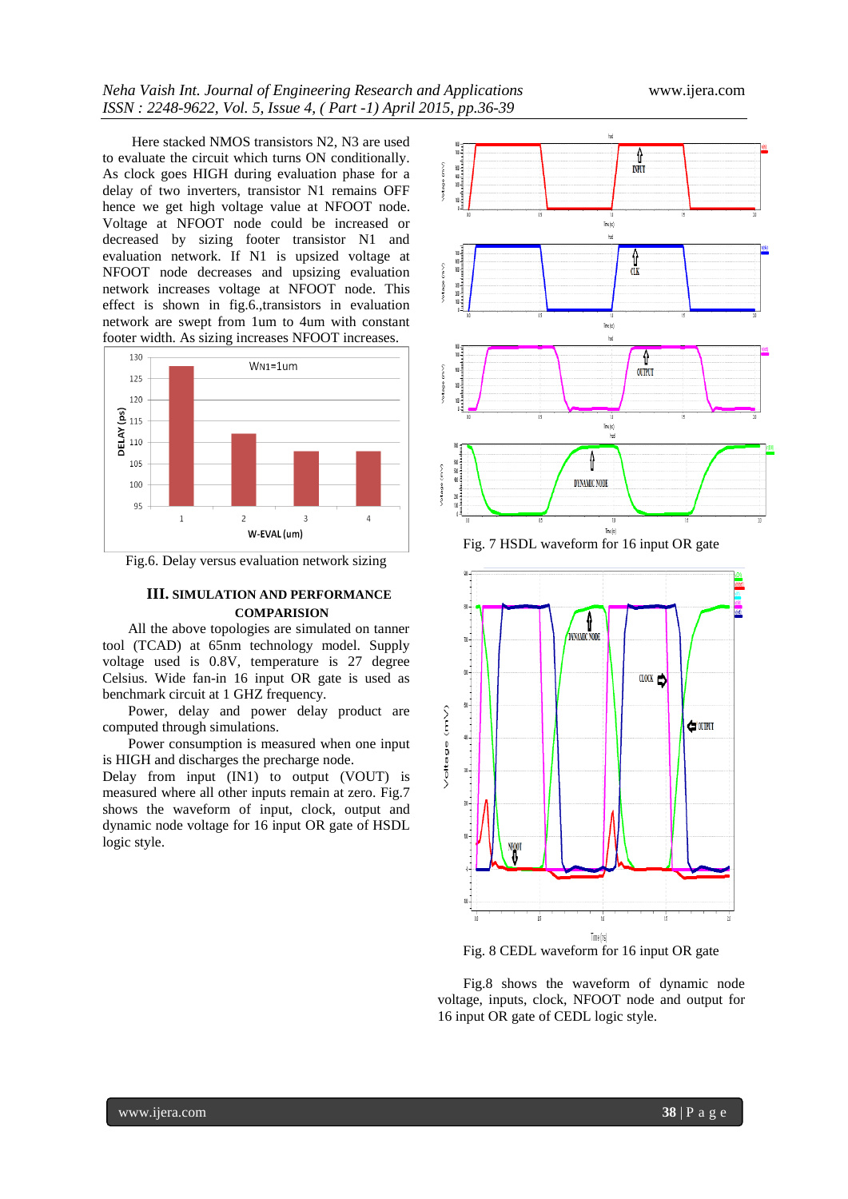Here stacked NMOS transistors N2, N3 are used to evaluate the circuit which turns ON conditionally. As clock goes HIGH during evaluation phase for a delay of two inverters, transistor N1 remains OFF hence we get high voltage value at NFOOT node. Voltage at NFOOT node could be increased or decreased by sizing footer transistor N1 and evaluation network. If N1 is upsized voltage at NFOOT node decreases and upsizing evaluation network increases voltage at NFOOT node. This effect is shown in fig.6.,transistors in evaluation network are swept from 1um to 4um with constant footer width. As sizing increases NFOOT increases.

Fig.6. Delay versus evaluation network sizing

## III. SIMULATION AND PERFORMANCE COMPARISION

All the above topologies are simulated on tanner tool (TCAD) at 65nm technology model. Supply voltage used is 0.8V, temperature is 27 degree Celsius. Wide fan-in 16 input OR gate is used as benchmark circuit at 1 GHZ frequency.

Power, delay and power delay product are computed through simulations.

Power consumption is measured when one input is HIGH and discharges the precharge node.

Delay from input (IN1) to output (VOUT) is measured where all other inputs remain at zero. Fig.7 shows the waveform of input, clock, output and dynamic node voltage for 16 input OR gate of HSDL logic style.

Fig. 7 HSDL waveform for 16 input OR gate

Fig. 8 CEDL waveform for 16 input OR gate

Fig.8 shows the waveform of dynamic node voltage, inputs, clock, NFOOT node and output for 16 input OR gate of CEDL logic style.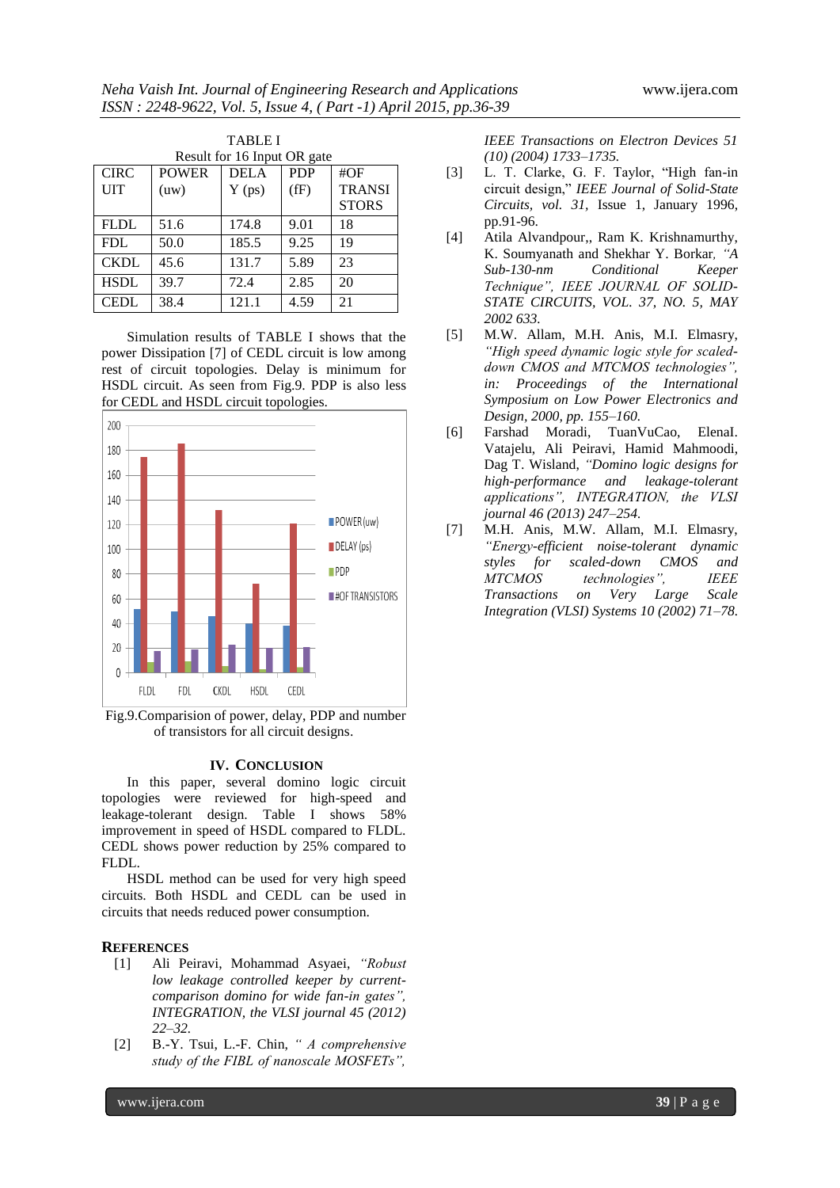TABLE I
Result for 16 Input OR gate

| CIRCUIT | POWER (uw) | DELAY (ps) | PDP (fF) | #OF TRANSISTORS |
|---|---|---|---|---|
| FLDL | 51.6 | 174.8 | 9.01 | 18 |
| FDL | 50.0 | 185.5 | 9.25 | 19 |
| CKDL | 45.6 | 131.7 | 5.89 | 23 |
| HSDL | 39.7 | 72.4 | 2.85 | 20 |
| CEDL | 38.4 | 121.1 | 4.59 | 21 |

Simulation results of TABLE I shows that the power Dissipation [7] of CEDL circuit is low among rest of circuit topologies. Delay is minimum for HSDL circuit. As seen from Fig.9. PDP is also less for CEDL and HSDL circuit topologies.

200
180
160
140
120
100
80
60
40
20
0

FLDL FDL CKDL HSDL CEDL

POWER (uw)
DELAY (ps)
PDP
#OF TRANSISTORS

Fig.9.Comparision of power, delay, PDP and number of transistors for all circuit designs.

## IV. CONCLUSION

In this paper, several domino logic circuit topologies were reviewed for high-speed and leakage-tolerant design. Table I shows 58% improvement in speed of HSDL compared to FLDL. CEDL shows power reduction by 25% compared to FLDL.

HSDL method can be used for very high speed circuits. Both HSDL and CEDL can be used in circuits that needs reduced power consumption.

## REFERENCES

[1] Ali Peiravi, Mohammad Asyaei, *"Robust low leakage controlled keeper by current-comparison domino for wide fan-in gates", INTEGRATION, the VLSI journal 45 (2012) 22–32.*

[2] B.-Y. Tsui, L.-F. Chin, *" A comprehensive study of the FIBL of nanoscale MOSFETs", IEEE Transactions on Electron Devices 51 (10) (2004) 1733–1735.*

[3] L. T. Clarke, G. F. Taylor, "High fan-in circuit design," *IEEE Journal of Solid-State Circuits, vol. 31*, Issue 1, January 1996, pp.91-96.

[4] Atila Alvandpour,, Ram K. Krishnamurthy, K. Soumyanath and Shekhar Y. Borkar*, "A Sub-130-nm Conditional Keeper Technique", IEEE JOURNAL OF SOLID-STATE CIRCUITS, VOL. 37, NO. 5, MAY 2002 633.*

[5] M.W. Allam, M.H. Anis, M.I. Elmasry, *"High speed dynamic logic style for scaled-down CMOS and MTCMOS technologies", in: Proceedings of the International Symposium on Low Power Electronics and Design, 2000, pp. 155–160.*

[6] Farshad Moradi, TuanVuCao, ElenaI. Vatajelu, Ali Peiravi, Hamid Mahmoodi, Dag T. Wisland, *"Domino logic designs for high-performance and leakage-tolerant applications", INTEGRATION, the VLSI journal 46 (2013) 247–254.*

[7] M.H. Anis, M.W. Allam, M.I. Elmasry, *"Energy-efficient noise-tolerant dynamic styles for scaled-down CMOS and MTCMOS technologies", IEEE Transactions on Very Large Scale Integration (VLSI) Systems 10 (2002) 71–78.*